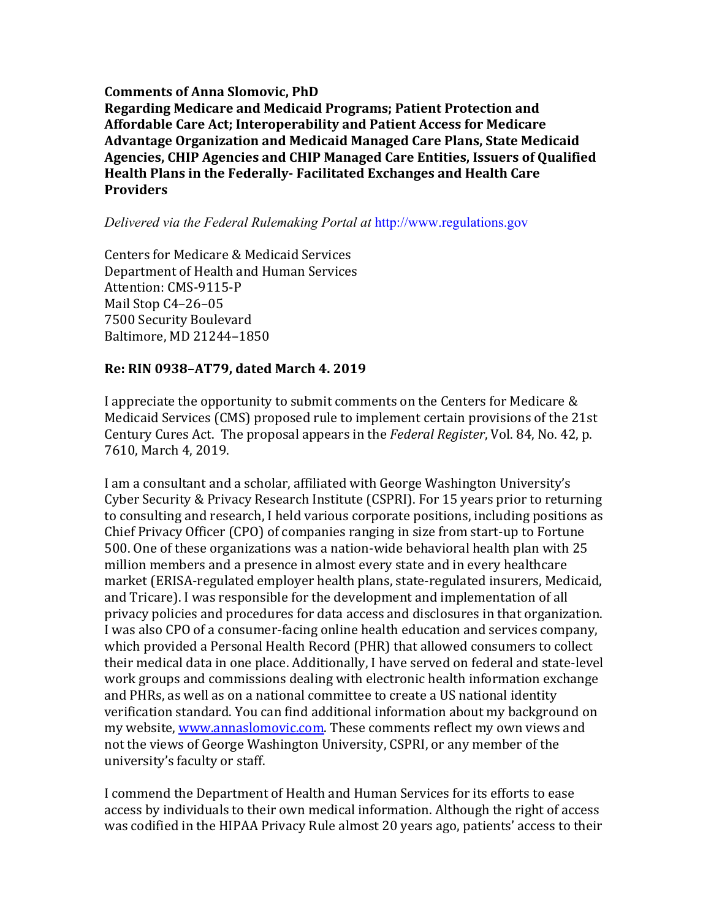**Comments of Anna Slomovic, PhD**
**Regarding Medicare and Medicaid Programs; Patient Protection and Affordable Care Act; Interoperability and Patient Access for Medicare Advantage Organization and Medicaid Managed Care Plans, State Medicaid Agencies, CHIP Agencies and CHIP Managed Care Entities, Issuers of Qualified Health Plans in the Federally- Facilitated Exchanges and Health Care Providers**

*Delivered via the Federal Rulemaking Portal at* http://www.regulations.gov

Centers for Medicare & Medicaid Services
Department of Health and Human Services
Attention: CMS-9115-P
Mail Stop C4–26–05
7500 Security Boulevard
Baltimore, MD 21244–1850

**Re: RIN 0938–AT79, dated March 4. 2019**

I appreciate the opportunity to submit comments on the Centers for Medicare & Medicaid Services (CMS) proposed rule to implement certain provisions of the 21st Century Cures Act. The proposal appears in the *Federal Register*, Vol. 84, No. 42, p. 7610, March 4, 2019.

I am a consultant and a scholar, affiliated with George Washington University's Cyber Security & Privacy Research Institute (CSPRI). For 15 years prior to returning to consulting and research, I held various corporate positions, including positions as Chief Privacy Officer (CPO) of companies ranging in size from start-up to Fortune 500. One of these organizations was a nation-wide behavioral health plan with 25 million members and a presence in almost every state and in every healthcare market (ERISA-regulated employer health plans, state-regulated insurers, Medicaid, and Tricare). I was responsible for the development and implementation of all privacy policies and procedures for data access and disclosures in that organization. I was also CPO of a consumer-facing online health education and services company, which provided a Personal Health Record (PHR) that allowed consumers to collect their medical data in one place. Additionally, I have served on federal and state-level work groups and commissions dealing with electronic health information exchange and PHRs, as well as on a national committee to create a US national identity verification standard. You can find additional information about my background on my website, www.annaslomovic.com. These comments reflect my own views and not the views of George Washington University, CSPRI, or any member of the university's faculty or staff.

I commend the Department of Health and Human Services for its efforts to ease access by individuals to their own medical information. Although the right of access was codified in the HIPAA Privacy Rule almost 20 years ago, patients' access to their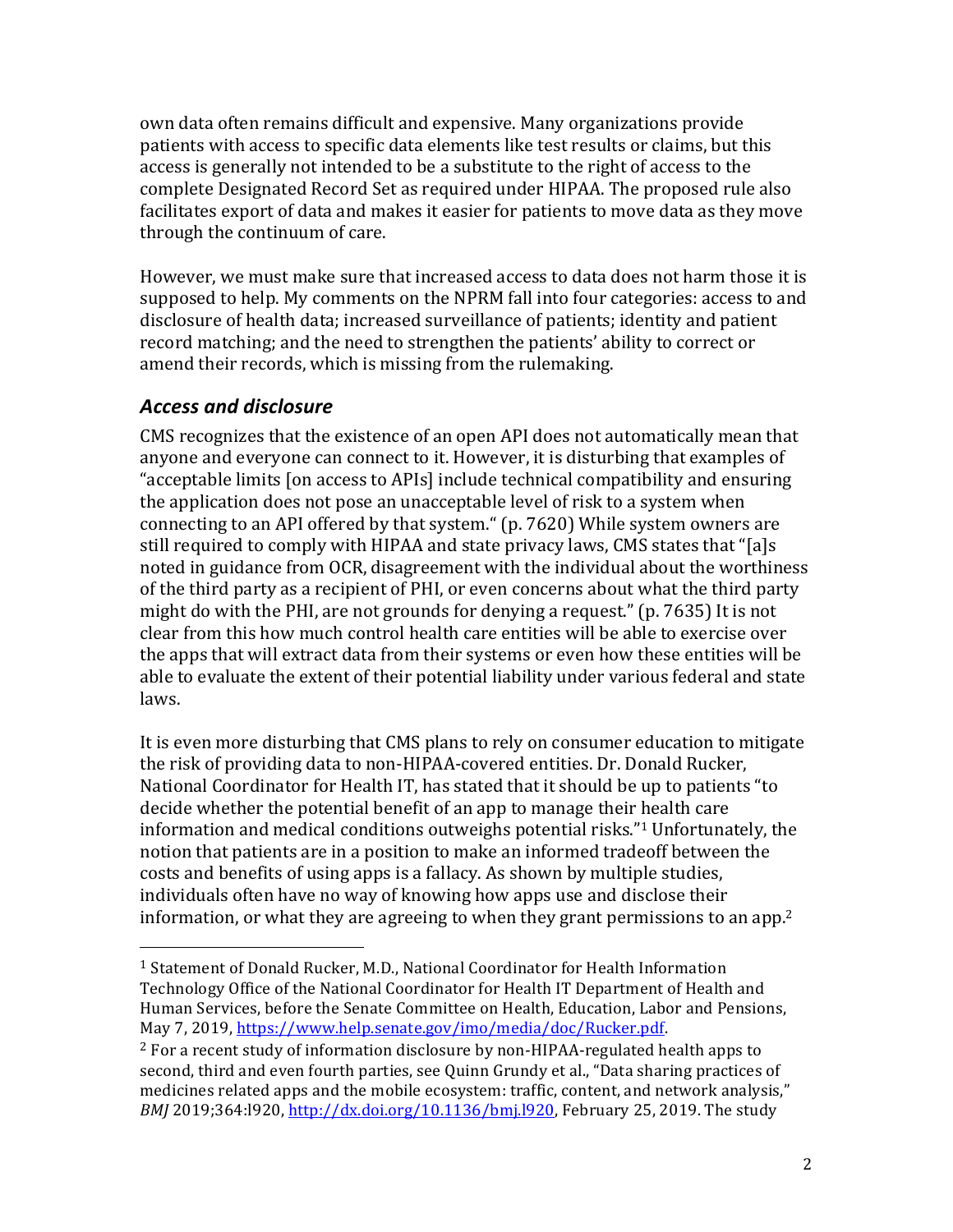own data often remains difficult and expensive. Many organizations provide patients with access to specific data elements like test results or claims, but this access is generally not intended to be a substitute to the right of access to the complete Designated Record Set as required under HIPAA. The proposed rule also facilitates export of data and makes it easier for patients to move data as they move through the continuum of care.

However, we must make sure that increased access to data does not harm those it is supposed to help. My comments on the NPRM fall into four categories: access to and disclosure of health data; increased surveillance of patients; identity and patient record matching; and the need to strengthen the patients' ability to correct or amend their records, which is missing from the rulemaking.

### *Access and disclosure*

CMS recognizes that the existence of an open API does not automatically mean that anyone and everyone can connect to it. However, it is disturbing that examples of "acceptable limits [on access to APIs] include technical compatibility and ensuring the application does not pose an unacceptable level of risk to a system when connecting to an API offered by that system." (p. 7620) While system owners are still required to comply with HIPAA and state privacy laws, CMS states that "[a]s noted in guidance from OCR, disagreement with the individual about the worthiness of the third party as a recipient of PHI, or even concerns about what the third party might do with the PHI, are not grounds for denying a request." (p. 7635) It is not clear from this how much control health care entities will be able to exercise over the apps that will extract data from their systems or even how these entities will be able to evaluate the extent of their potential liability under various federal and state laws.

It is even more disturbing that CMS plans to rely on consumer education to mitigate the risk of providing data to non-HIPAA-covered entities. Dr. Donald Rucker, National Coordinator for Health IT, has stated that it should be up to patients "to decide whether the potential benefit of an app to manage their health care information and medical conditions outweighs potential risks."[1] Unfortunately, the notion that patients are in a position to make an informed tradeoff between the costs and benefits of using apps is a fallacy. As shown by multiple studies, individuals often have no way of knowing how apps use and disclose their information, or what they are agreeing to when they grant permissions to an app.[2]

---

[1] Statement of Donald Rucker, M.D., National Coordinator for Health Information Technology Office of the National Coordinator for Health IT Department of Health and Human Services, before the Senate Committee on Health, Education, Labor and Pensions, May 7, 2019, https://www.help.senate.gov/imo/media/doc/Rucker.pdf.

[2] For a recent study of information disclosure by non-HIPAA-regulated health apps to second, third and even fourth parties, see Quinn Grundy et al., "Data sharing practices of medicines related apps and the mobile ecosystem: traffic, content, and network analysis," *BMJ* 2019;364:l920, http://dx.doi.org/10.1136/bmj.l920, February 25, 2019. The study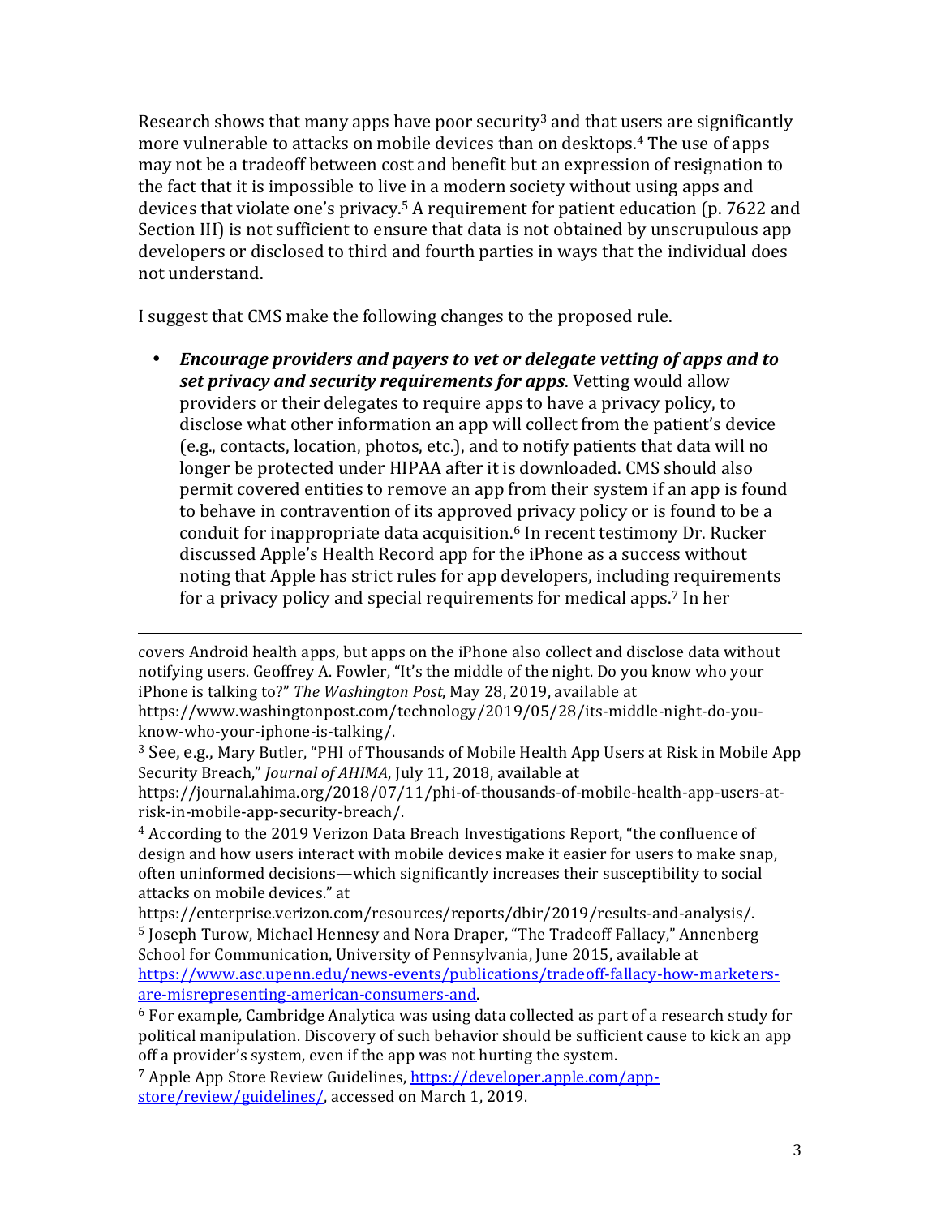Research shows that many apps have poor security[3] and that users are significantly more vulnerable to attacks on mobile devices than on desktops.[4] The use of apps may not be a tradeoff between cost and benefit but an expression of resignation to the fact that it is impossible to live in a modern society without using apps and devices that violate one's privacy.[5] A requirement for patient education (p. 7622 and Section III) is not sufficient to ensure that data is not obtained by unscrupulous app developers or disclosed to third and fourth parties in ways that the individual does not understand.

I suggest that CMS make the following changes to the proposed rule.

- ***Encourage providers and payers to vet or delegate vetting of apps and to set privacy and security requirements for apps***. Vetting would allow providers or their delegates to require apps to have a privacy policy, to disclose what other information an app will collect from the patient's device (e.g., contacts, location, photos, etc.), and to notify patients that data will no longer be protected under HIPAA after it is downloaded. CMS should also permit covered entities to remove an app from their system if an app is found to behave in contravention of its approved privacy policy or is found to be a conduit for inappropriate data acquisition.[6] In recent testimony Dr. Rucker discussed Apple's Health Record app for the iPhone as a success without noting that Apple has strict rules for app developers, including requirements for a privacy policy and special requirements for medical apps.[7] In her

---

covers Android health apps, but apps on the iPhone also collect and disclose data without notifying users. Geoffrey A. Fowler, "It's the middle of the night. Do you know who your iPhone is talking to?" *The Washington Post*, May 28, 2019, available at https://www.washingtonpost.com/technology/2019/05/28/its-middle-night-do-you-know-who-your-iphone-is-talking/.

[3] See, e.g., Mary Butler, "PHI of Thousands of Mobile Health App Users at Risk in Mobile App Security Breach," *Journal of AHIMA*, July 11, 2018, available at https://journal.ahima.org/2018/07/11/phi-of-thousands-of-mobile-health-app-users-at-risk-in-mobile-app-security-breach/.

[4] According to the 2019 Verizon Data Breach Investigations Report, "the confluence of design and how users interact with mobile devices make it easier for users to make snap, often uninformed decisions—which significantly increases their susceptibility to social attacks on mobile devices." at https://enterprise.verizon.com/resources/reports/dbir/2019/results-and-analysis/.

[5] Joseph Turow, Michael Hennesy and Nora Draper, "The Tradeoff Fallacy," Annenberg School for Communication, University of Pennsylvania, June 2015, available at https://www.asc.upenn.edu/news-events/publications/tradeoff-fallacy-how-marketers-are-misrepresenting-american-consumers-and.

[6] For example, Cambridge Analytica was using data collected as part of a research study for political manipulation. Discovery of such behavior should be sufficient cause to kick an app off a provider's system, even if the app was not hurting the system.

[7] Apple App Store Review Guidelines, https://developer.apple.com/app-store/review/guidelines/, accessed on March 1, 2019.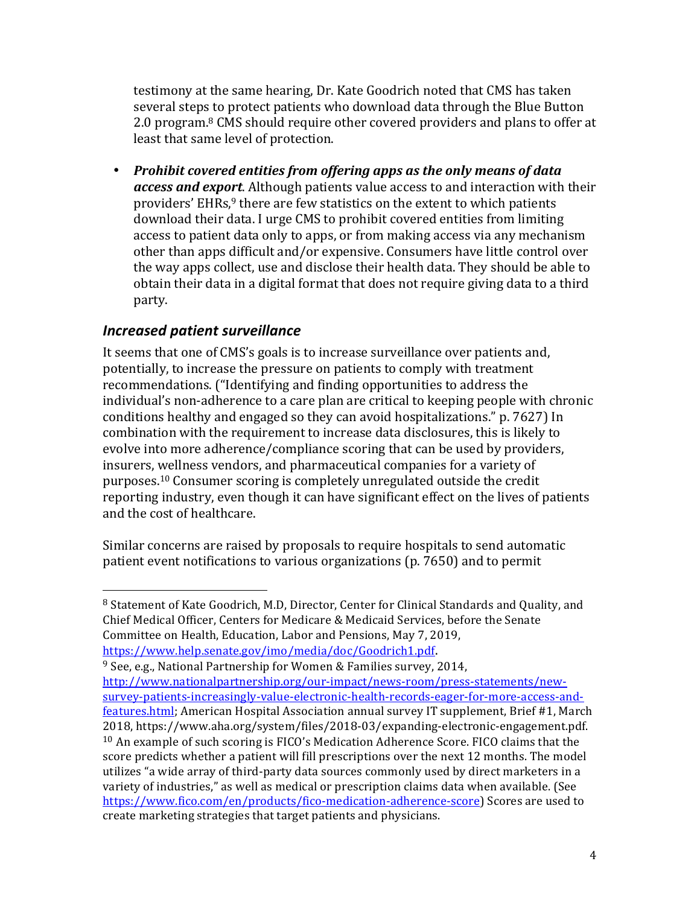testimony at the same hearing, Dr. Kate Goodrich noted that CMS has taken several steps to protect patients who download data through the Blue Button 2.0 program.[8] CMS should require other covered providers and plans to offer at least that same level of protection.

- ***Prohibit covered entities from offering apps as the only means of data access and export***. Although patients value access to and interaction with their providers' EHRs,[9] there are few statistics on the extent to which patients download their data. I urge CMS to prohibit covered entities from limiting access to patient data only to apps, or from making access via any mechanism other than apps difficult and/or expensive. Consumers have little control over the way apps collect, use and disclose their health data. They should be able to obtain their data in a digital format that does not require giving data to a third party.

## *Increased patient surveillance*

It seems that one of CMS's goals is to increase surveillance over patients and, potentially, to increase the pressure on patients to comply with treatment recommendations. ("Identifying and finding opportunities to address the individual's non-adherence to a care plan are critical to keeping people with chronic conditions healthy and engaged so they can avoid hospitalizations." p. 7627) In combination with the requirement to increase data disclosures, this is likely to evolve into more adherence/compliance scoring that can be used by providers, insurers, wellness vendors, and pharmaceutical companies for a variety of purposes.[10] Consumer scoring is completely unregulated outside the credit reporting industry, even though it can have significant effect on the lives of patients and the cost of healthcare.

Similar concerns are raised by proposals to require hospitals to send automatic patient event notifications to various organizations (p. 7650) and to permit

---

[8] Statement of Kate Goodrich, M.D, Director, Center for Clinical Standards and Quality, and Chief Medical Officer, Centers for Medicare & Medicaid Services, before the Senate Committee on Health, Education, Labor and Pensions, May 7, 2019, https://www.help.senate.gov/imo/media/doc/Goodrich1.pdf.

[9] See, e.g., National Partnership for Women & Families survey, 2014, http://www.nationalpartnership.org/our-impact/news-room/press-statements/new-survey-patients-increasingly-value-electronic-health-records-eager-for-more-access-and-features.html; American Hospital Association annual survey IT supplement, Brief #1, March 2018, https://www.aha.org/system/files/2018-03/expanding-electronic-engagement.pdf.

[10] An example of such scoring is FICO's Medication Adherence Score. FICO claims that the score predicts whether a patient will fill prescriptions over the next 12 months. The model utilizes "a wide array of third-party data sources commonly used by direct marketers in a variety of industries," as well as medical or prescription claims data when available. (See https://www.fico.com/en/products/fico-medication-adherence-score) Scores are used to create marketing strategies that target patients and physicians.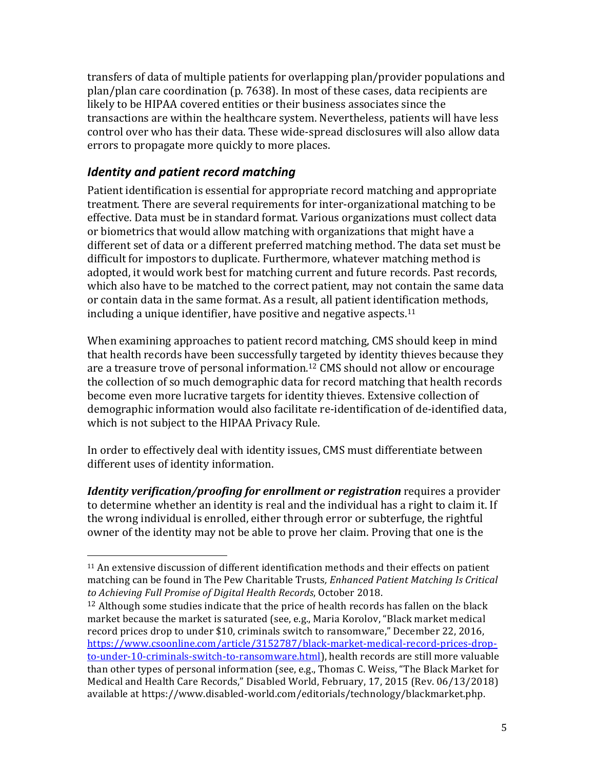transfers of data of multiple patients for overlapping plan/provider populations and plan/plan care coordination (p. 7638). In most of these cases, data recipients are likely to be HIPAA covered entities or their business associates since the transactions are within the healthcare system. Nevertheless, patients will have less control over who has their data. These wide-spread disclosures will also allow data errors to propagate more quickly to more places.

## *Identity and patient record matching*

Patient identification is essential for appropriate record matching and appropriate treatment. There are several requirements for inter-organizational matching to be effective. Data must be in standard format. Various organizations must collect data or biometrics that would allow matching with organizations that might have a different set of data or a different preferred matching method. The data set must be difficult for impostors to duplicate. Furthermore, whatever matching method is adopted, it would work best for matching current and future records. Past records, which also have to be matched to the correct patient, may not contain the same data or contain data in the same format. As a result, all patient identification methods, including a unique identifier, have positive and negative aspects.[11]

When examining approaches to patient record matching, CMS should keep in mind that health records have been successfully targeted by identity thieves because they are a treasure trove of personal information.[12] CMS should not allow or encourage the collection of so much demographic data for record matching that health records become even more lucrative targets for identity thieves. Extensive collection of demographic information would also facilitate re-identification of de-identified data, which is not subject to the HIPAA Privacy Rule.

In order to effectively deal with identity issues, CMS must differentiate between different uses of identity information.

***Identity verification/proofing for enrollment or registration*** requires a provider to determine whether an identity is real and the individual has a right to claim it. If the wrong individual is enrolled, either through error or subterfuge, the rightful owner of the identity may not be able to prove her claim. Proving that one is the

---

[11] An extensive discussion of different identification methods and their effects on patient matching can be found in The Pew Charitable Trusts*, Enhanced Patient Matching Is Critical to Achieving Full Promise of Digital Health Records*, October 2018.

[12] Although some studies indicate that the price of health records has fallen on the black market because the market is saturated (see, e.g., Maria Korolov, "Black market medical record prices drop to under $10, criminals switch to ransomware," December 22, 2016, https://www.csoonline.com/article/3152787/black-market-medical-record-prices-drop-to-under-10-criminals-switch-to-ransomware.html), health records are still more valuable than other types of personal information (see, e.g., Thomas C. Weiss, "The Black Market for Medical and Health Care Records," Disabled World, February, 17, 2015 (Rev. 06/13/2018) available at https://www.disabled-world.com/editorials/technology/blackmarket.php.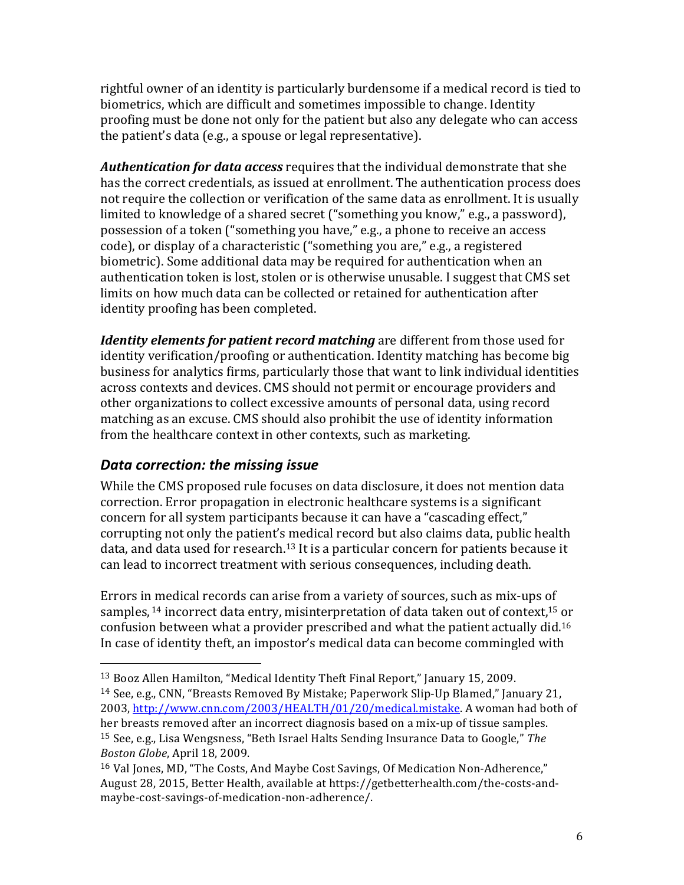rightful owner of an identity is particularly burdensome if a medical record is tied to biometrics, which are difficult and sometimes impossible to change. Identity proofing must be done not only for the patient but also any delegate who can access the patient's data (e.g., a spouse or legal representative).

***Authentication for data access*** requires that the individual demonstrate that she has the correct credentials, as issued at enrollment. The authentication process does not require the collection or verification of the same data as enrollment. It is usually limited to knowledge of a shared secret ("something you know," e.g., a password), possession of a token ("something you have," e.g., a phone to receive an access code), or display of a characteristic ("something you are," e.g., a registered biometric). Some additional data may be required for authentication when an authentication token is lost, stolen or is otherwise unusable. I suggest that CMS set limits on how much data can be collected or retained for authentication after identity proofing has been completed.

***Identity elements for patient record matching*** are different from those used for identity verification/proofing or authentication. Identity matching has become big business for analytics firms, particularly those that want to link individual identities across contexts and devices. CMS should not permit or encourage providers and other organizations to collect excessive amounts of personal data, using record matching as an excuse. CMS should also prohibit the use of identity information from the healthcare context in other contexts, such as marketing.

## *Data correction: the missing issue*

While the CMS proposed rule focuses on data disclosure, it does not mention data correction. Error propagation in electronic healthcare systems is a significant concern for all system participants because it can have a "cascading effect," corrupting not only the patient's medical record but also claims data, public health data, and data used for research.[13] It is a particular concern for patients because it can lead to incorrect treatment with serious consequences, including death.

Errors in medical records can arise from a variety of sources, such as mix-ups of samples,[14] incorrect data entry, misinterpretation of data taken out of context,[15] or confusion between what a provider prescribed and what the patient actually did.[16] In case of identity theft, an impostor's medical data can become commingled with

---

[13] Booz Allen Hamilton, "Medical Identity Theft Final Report," January 15, 2009.

[14] See, e.g., CNN, "Breasts Removed By Mistake; Paperwork Slip-Up Blamed," January 21, 2003, http://www.cnn.com/2003/HEALTH/01/20/medical.mistake. A woman had both of her breasts removed after an incorrect diagnosis based on a mix-up of tissue samples.

[15] See, e.g., Lisa Wengsness, "Beth Israel Halts Sending Insurance Data to Google," *The Boston Globe*, April 18, 2009.

[16] Val Jones, MD, "The Costs, And Maybe Cost Savings, Of Medication Non-Adherence," August 28, 2015, Better Health, available at https://getbetterhealth.com/the-costs-and-maybe-cost-savings-of-medication-non-adherence/.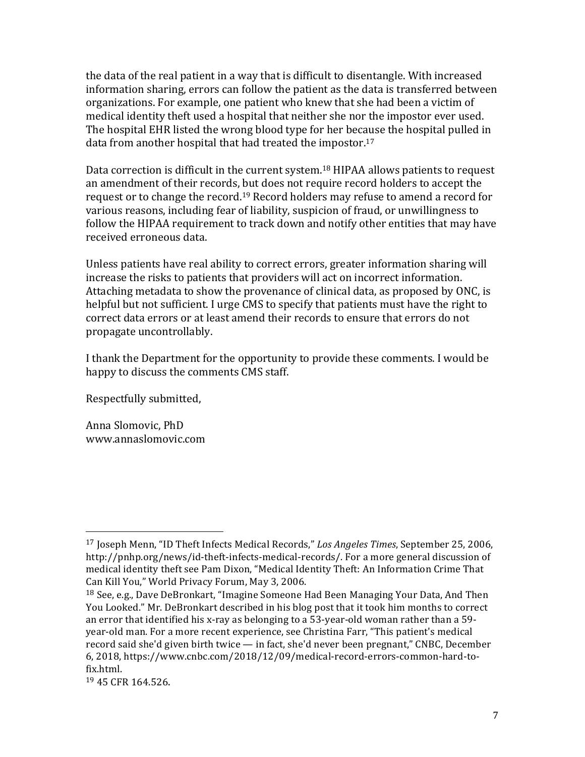the data of the real patient in a way that is difficult to disentangle. With increased information sharing, errors can follow the patient as the data is transferred between organizations. For example, one patient who knew that she had been a victim of medical identity theft used a hospital that neither she nor the impostor ever used. The hospital EHR listed the wrong blood type for her because the hospital pulled in data from another hospital that had treated the impostor.[17]

Data correction is difficult in the current system.[18] HIPAA allows patients to request an amendment of their records, but does not require record holders to accept the request or to change the record.[19] Record holders may refuse to amend a record for various reasons, including fear of liability, suspicion of fraud, or unwillingness to follow the HIPAA requirement to track down and notify other entities that may have received erroneous data.

Unless patients have real ability to correct errors, greater information sharing will increase the risks to patients that providers will act on incorrect information. Attaching metadata to show the provenance of clinical data, as proposed by ONC, is helpful but not sufficient. I urge CMS to specify that patients must have the right to correct data errors or at least amend their records to ensure that errors do not propagate uncontrollably.

I thank the Department for the opportunity to provide these comments. I would be happy to discuss the comments CMS staff.

Respectfully submitted,

Anna Slomovic, PhD
www.annaslomovic.com

---

[17] Joseph Menn, "ID Theft Infects Medical Records," *Los Angeles Times*, September 25, 2006, http://pnhp.org/news/id-theft-infects-medical-records/. For a more general discussion of medical identity theft see Pam Dixon, "Medical Identity Theft: An Information Crime That Can Kill You," World Privacy Forum, May 3, 2006.

[18] See, e.g., Dave DeBronkart, "Imagine Someone Had Been Managing Your Data, And Then You Looked." Mr. DeBronkart described in his blog post that it took him months to correct an error that identified his x-ray as belonging to a 53-year-old woman rather than a 59-year-old man. For a more recent experience, see Christina Farr, "This patient's medical record said she'd given birth twice — in fact, she'd never been pregnant," CNBC, December 6, 2018, https://www.cnbc.com/2018/12/09/medical-record-errors-common-hard-to-fix.html.

[19] 45 CFR 164.526.